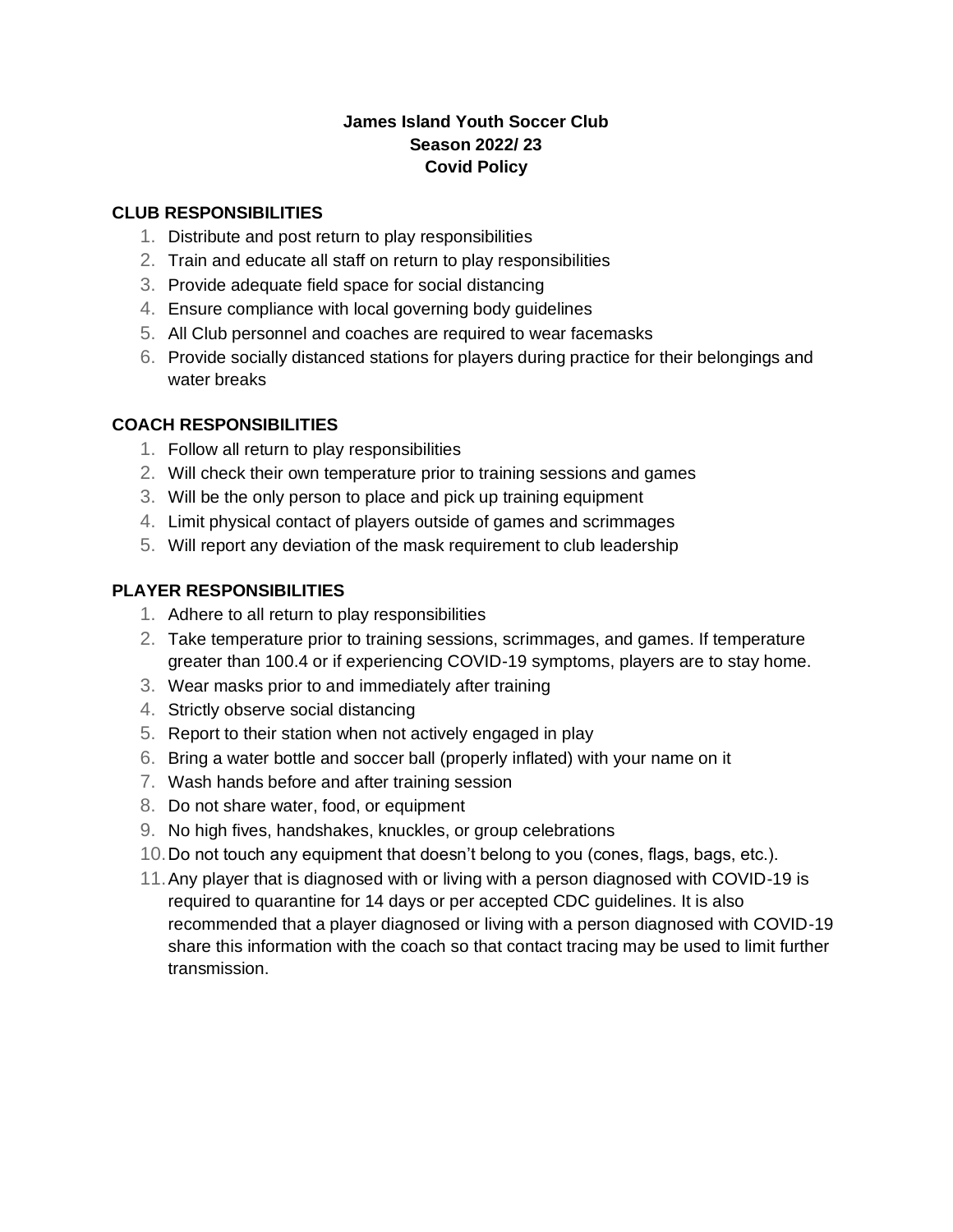**James Island Youth Soccer Club**
**Season 2022/ 23**
**Covid Policy**

## CLUB RESPONSIBILITIES

1. Distribute and post return to play responsibilities
2. Train and educate all staff on return to play responsibilities
3. Provide adequate field space for social distancing
4. Ensure compliance with local governing body guidelines
5. All Club personnel and coaches are required to wear facemasks
6. Provide socially distanced stations for players during practice for their belongings and water breaks

## COACH RESPONSIBILITIES

1. Follow all return to play responsibilities
2. Will check their own temperature prior to training sessions and games
3. Will be the only person to place and pick up training equipment
4. Limit physical contact of players outside of games and scrimmages
5. Will report any deviation of the mask requirement to club leadership

## PLAYER RESPONSIBILITIES

1. Adhere to all return to play responsibilities
2. Take temperature prior to training sessions, scrimmages, and games. If temperature greater than 100.4 or if experiencing COVID-19 symptoms, players are to stay home.
3. Wear masks prior to and immediately after training
4. Strictly observe social distancing
5. Report to their station when not actively engaged in play
6. Bring a water bottle and soccer ball (properly inflated) with your name on it
7. Wash hands before and after training session
8. Do not share water, food, or equipment
9. No high fives, handshakes, knuckles, or group celebrations
10. Do not touch any equipment that doesn't belong to you (cones, flags, bags, etc.).
11. Any player that is diagnosed with or living with a person diagnosed with COVID-19 is required to quarantine for 14 days or per accepted CDC guidelines. It is also recommended that a player diagnosed or living with a person diagnosed with COVID-19 share this information with the coach so that contact tracing may be used to limit further transmission.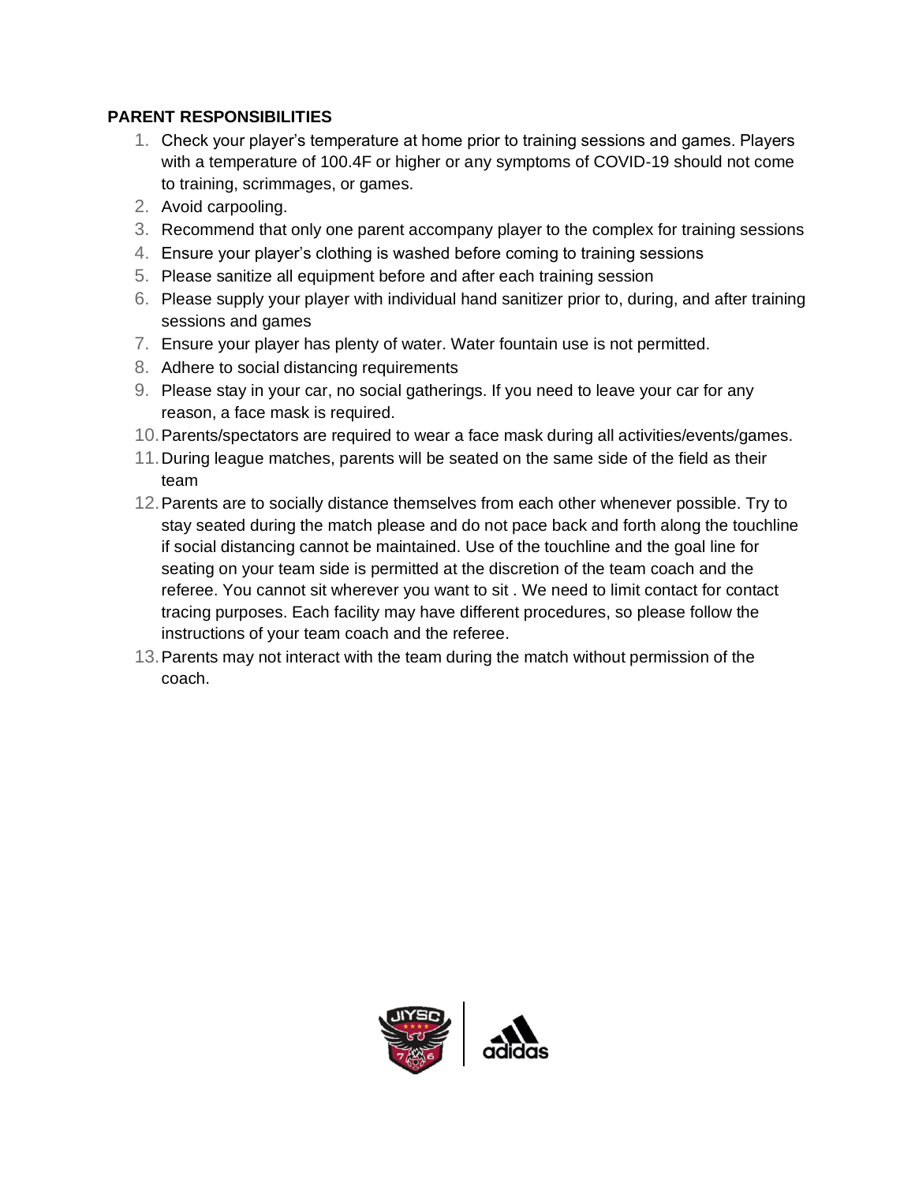**PARENT RESPONSIBILITIES**

1. Check your player's temperature at home prior to training sessions and games. Players with a temperature of 100.4F or higher or any symptoms of COVID-19 should not come to training, scrimmages, or games.
2. Avoid carpooling.
3. Recommend that only one parent accompany player to the complex for training sessions
4. Ensure your player's clothing is washed before coming to training sessions
5. Please sanitize all equipment before and after each training session
6. Please supply your player with individual hand sanitizer prior to, during, and after training sessions and games
7. Ensure your player has plenty of water. Water fountain use is not permitted.
8. Adhere to social distancing requirements
9. Please stay in your car, no social gatherings. If you need to leave your car for any reason, a face mask is required.
10. Parents/spectators are required to wear a face mask during all activities/events/games.
11. During league matches, parents will be seated on the same side of the field as their team
12. Parents are to socially distance themselves from each other whenever possible. Try to stay seated during the match please and do not pace back and forth along the touchline if social distancing cannot be maintained. Use of the touchline and the goal line for seating on your team side is permitted at the discretion of the team coach and the referee. You cannot sit wherever you want to sit . We need to limit contact for contact tracing purposes. Each facility may have different procedures, so please follow the instructions of your team coach and the referee.
13. Parents may not interact with the team during the match without permission of the coach.